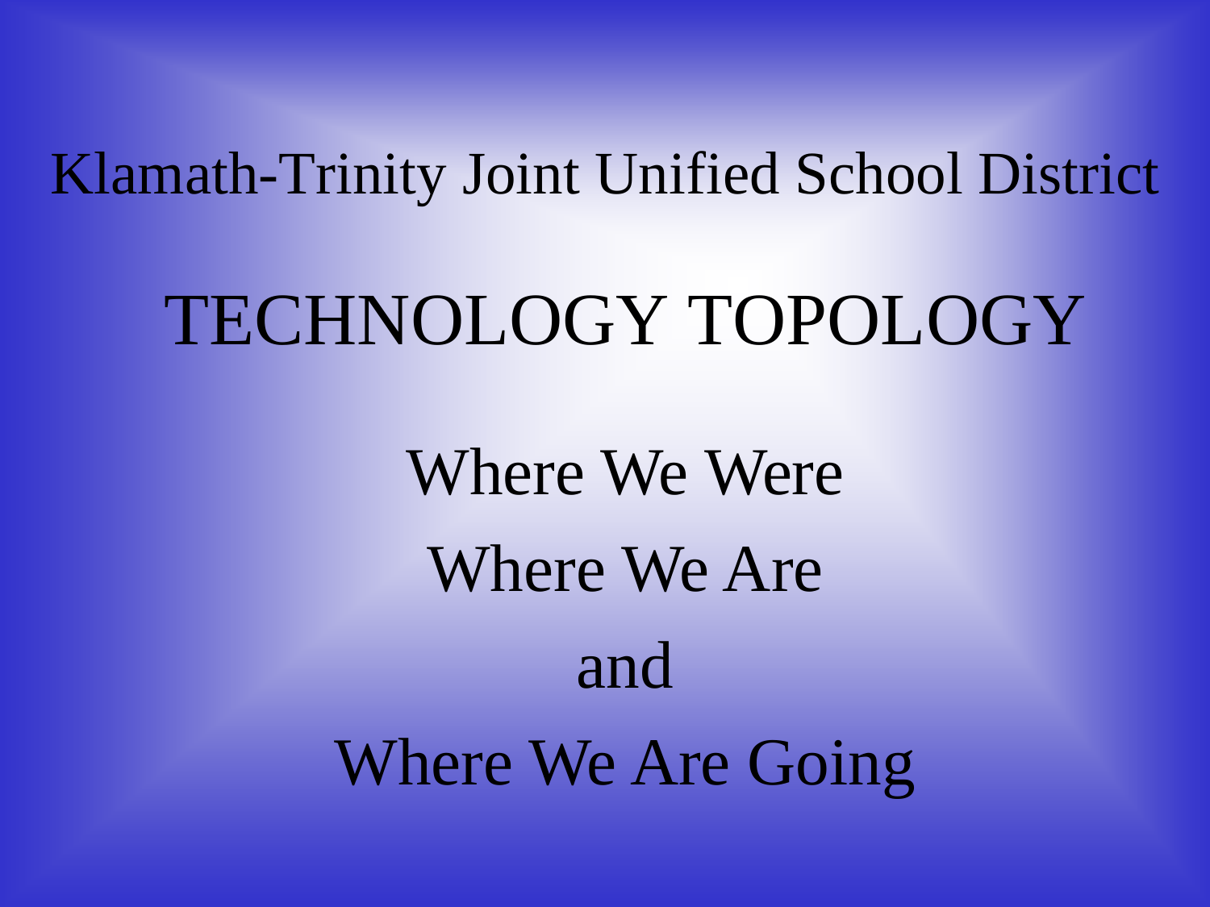# Klamath-Trinity Joint Unified School District

# TECHNOLOGY TOPOLOGY

Where We Were

Where We Are

and

Where We Are Going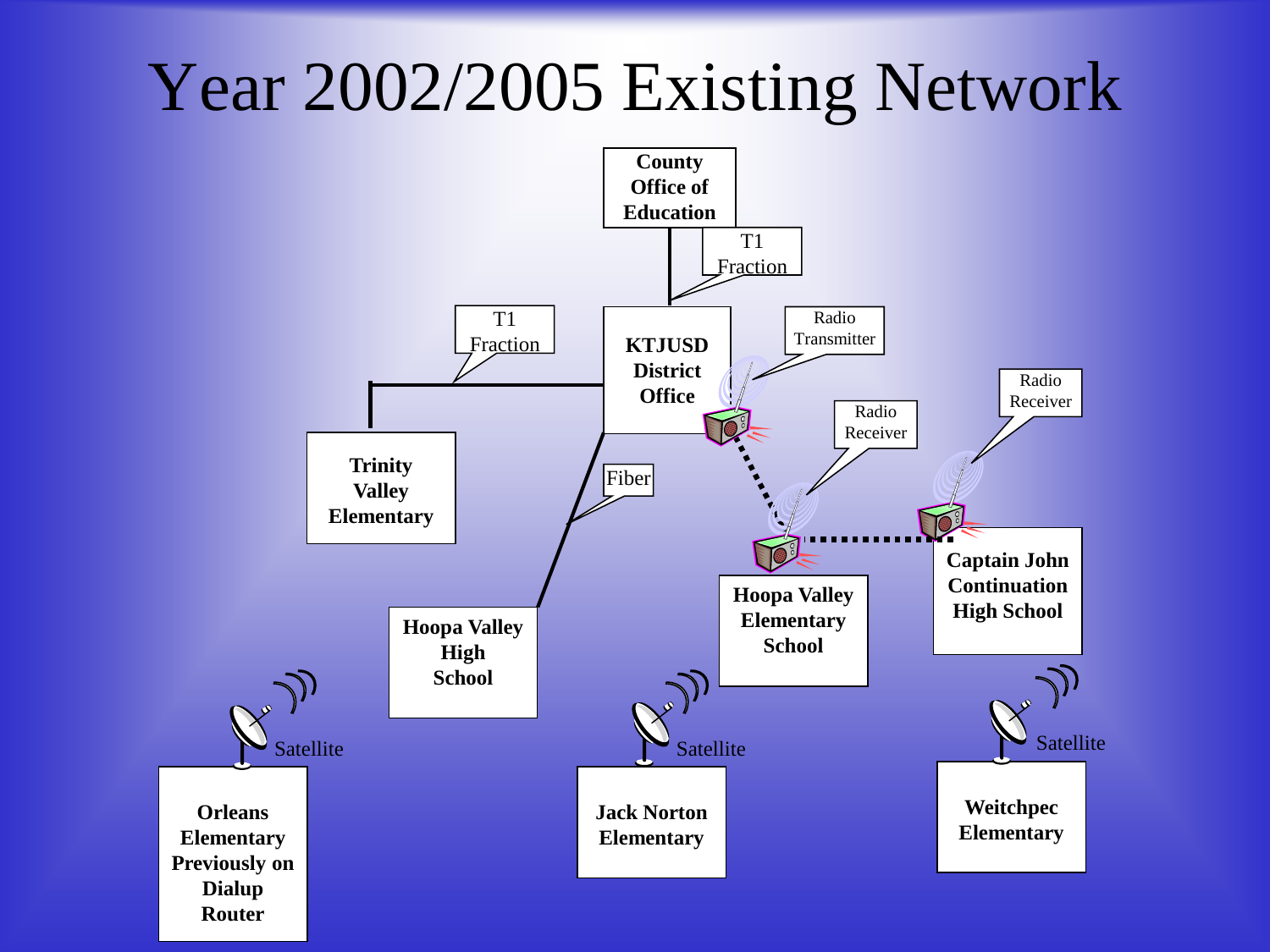# Year 2002/2005 Existing Network

County Office of Education

T1 Fraction

KTJUSD District Office

T1 Fraction

Radio Transmitter

Trinity Valley Elementary

Fiber

Radio Receiver

Radio Receiver

Hoopa Valley High School

Hoopa Valley Elementary School

Captain John Continuation High School

Satellite

Orleans Elementary Previously on Dialup Router

Satellite

Jack Norton Elementary

Satellite

Weitchpec Elementary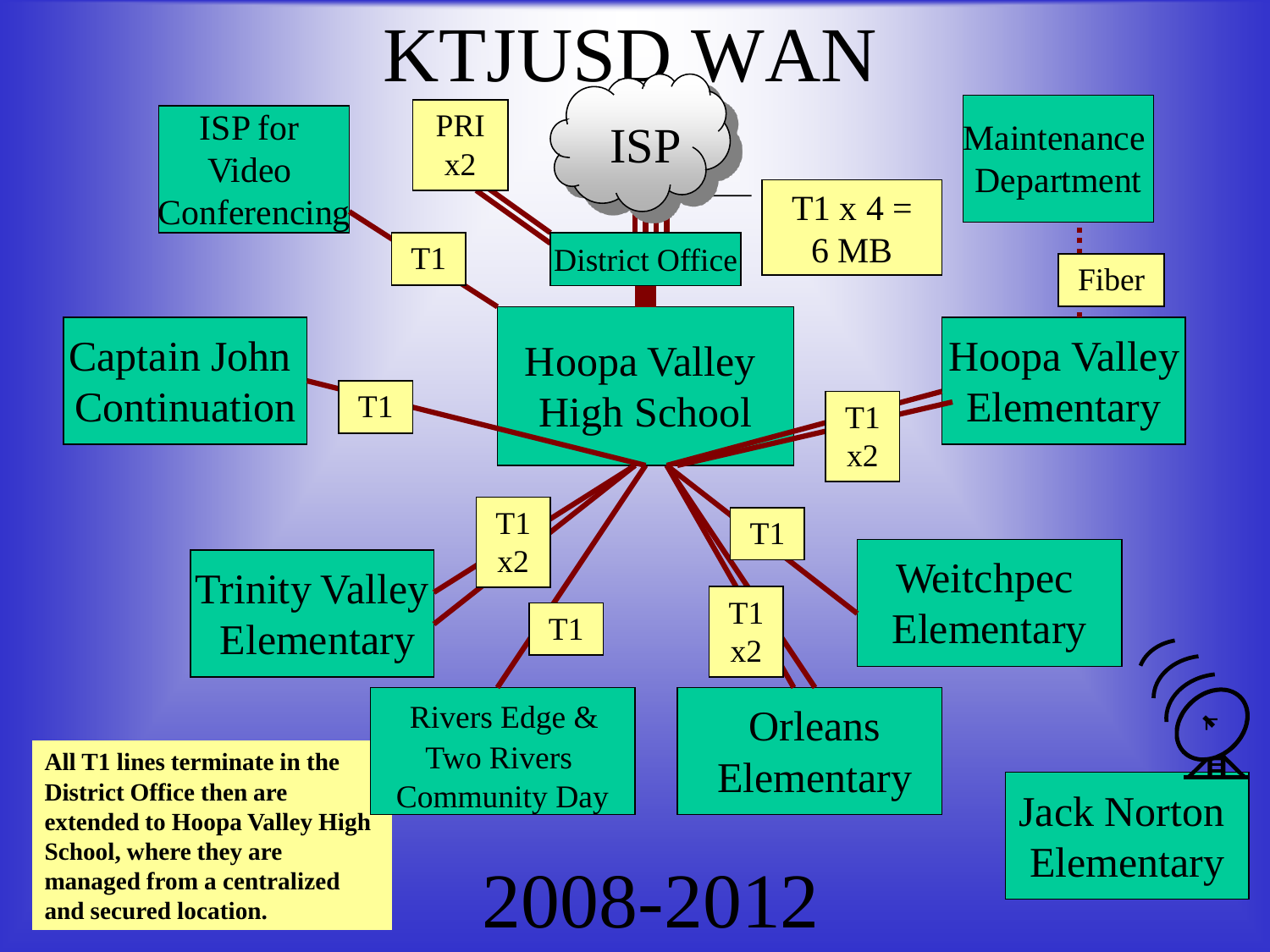# KTJUSD WAN

ISP

ISP for Video Conferencing

PRI x2

T1

District Office

T1 x 4 = 6 MB

Maintenance Department

Fiber

Captain John Continuation

T1

Hoopa Valley High School

T1 x2

Hoopa Valley Elementary

T1 x2

Trinity Valley Elementary

T1

T1

T1 x2

Weitchpec Elementary

Rivers Edge & Two Rivers Community Day

Orleans Elementary

Jack Norton Elementary

**All T1 lines terminate in the District Office then are extended to Hoopa Valley High School, where they are managed from a centralized and secured location.**

2008-2012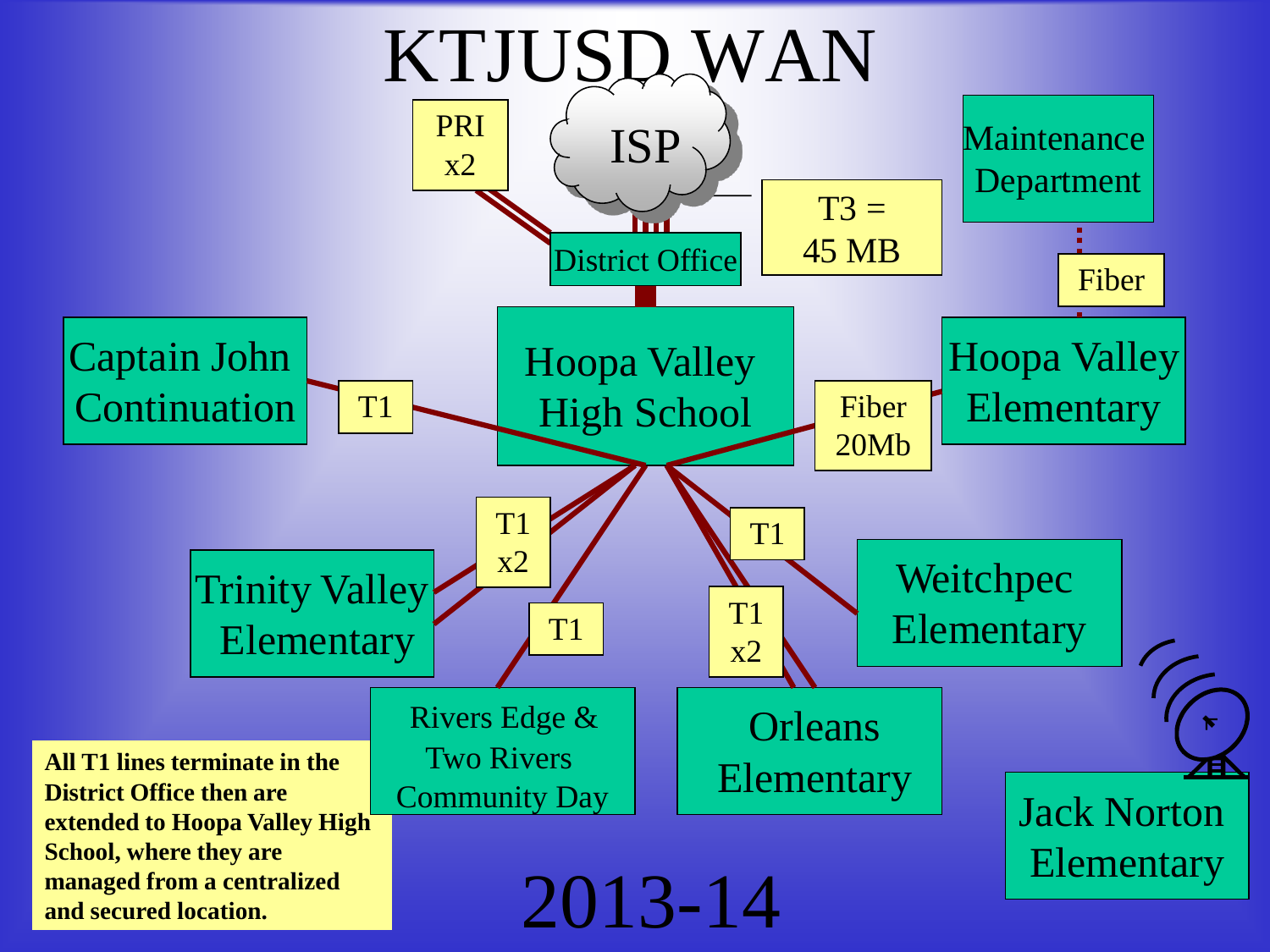# KTJUSD WAN

ISP

PRI x2

District Office

T3 = 45 MB

Maintenance Department

Fiber

Captain John Continuation

T1

Hoopa Valley High School

Fiber 20Mb

Hoopa Valley Elementary

T1 x2

Trinity Valley Elementary

T1

T1

T1 x2

Weitchpec Elementary

Rivers Edge & Two Rivers Community Day

Orleans Elementary

Jack Norton Elementary

**All T1 lines terminate in the District Office then are extended to Hoopa Valley High School, where they are managed from a centralized and secured location.**

2013-14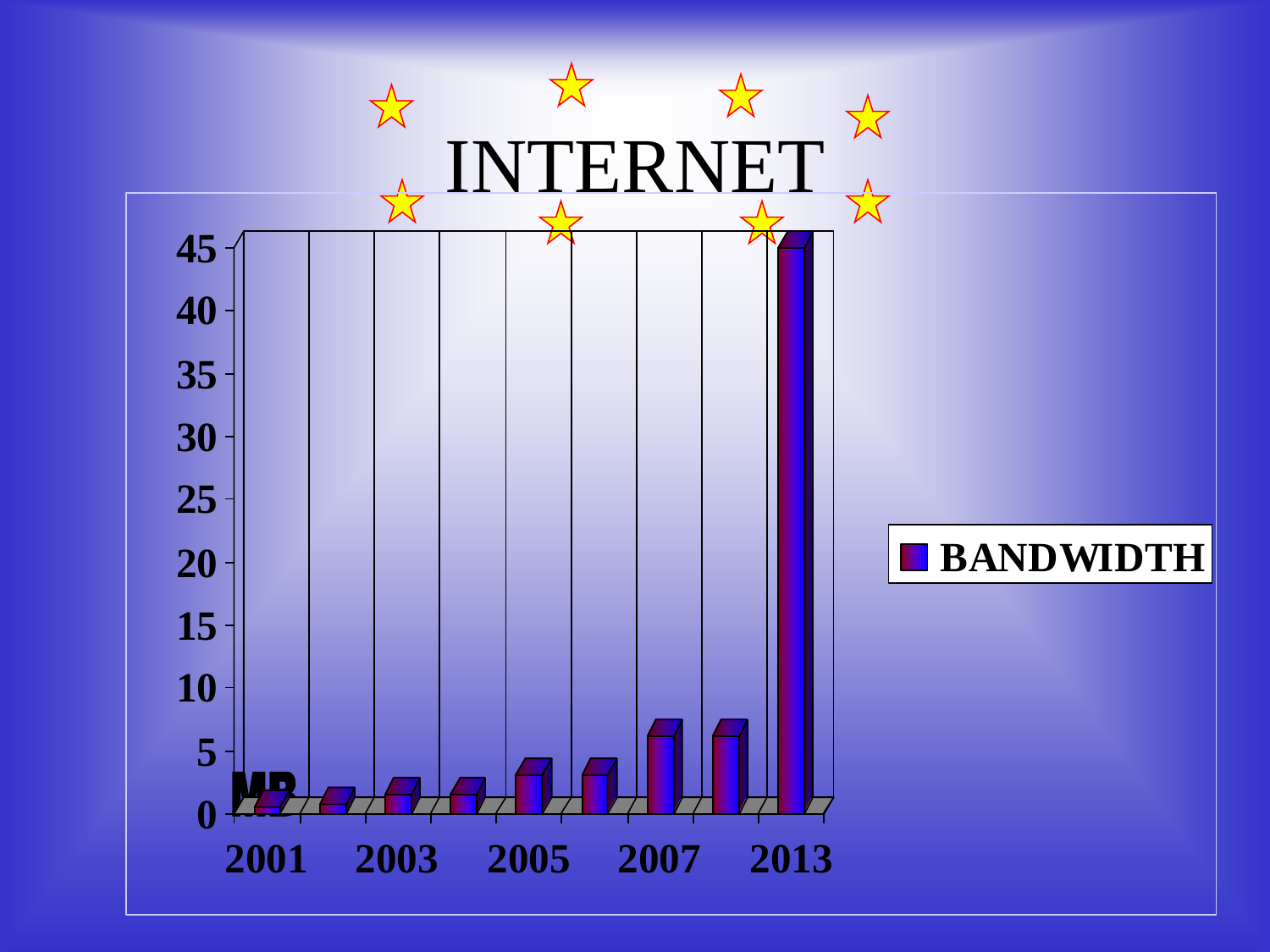# INTERNET

| Year | BANDWIDTH (MB) |
|---|---|
| 2001 | 0.5 |
|  | 0.75 |
| 2003 | 1.5 |
|  | 1.5 |
| 2005 | 3 |
|  | 3 |
| 2007 | 6 |
|  | 6 |
| 2013 | 45 |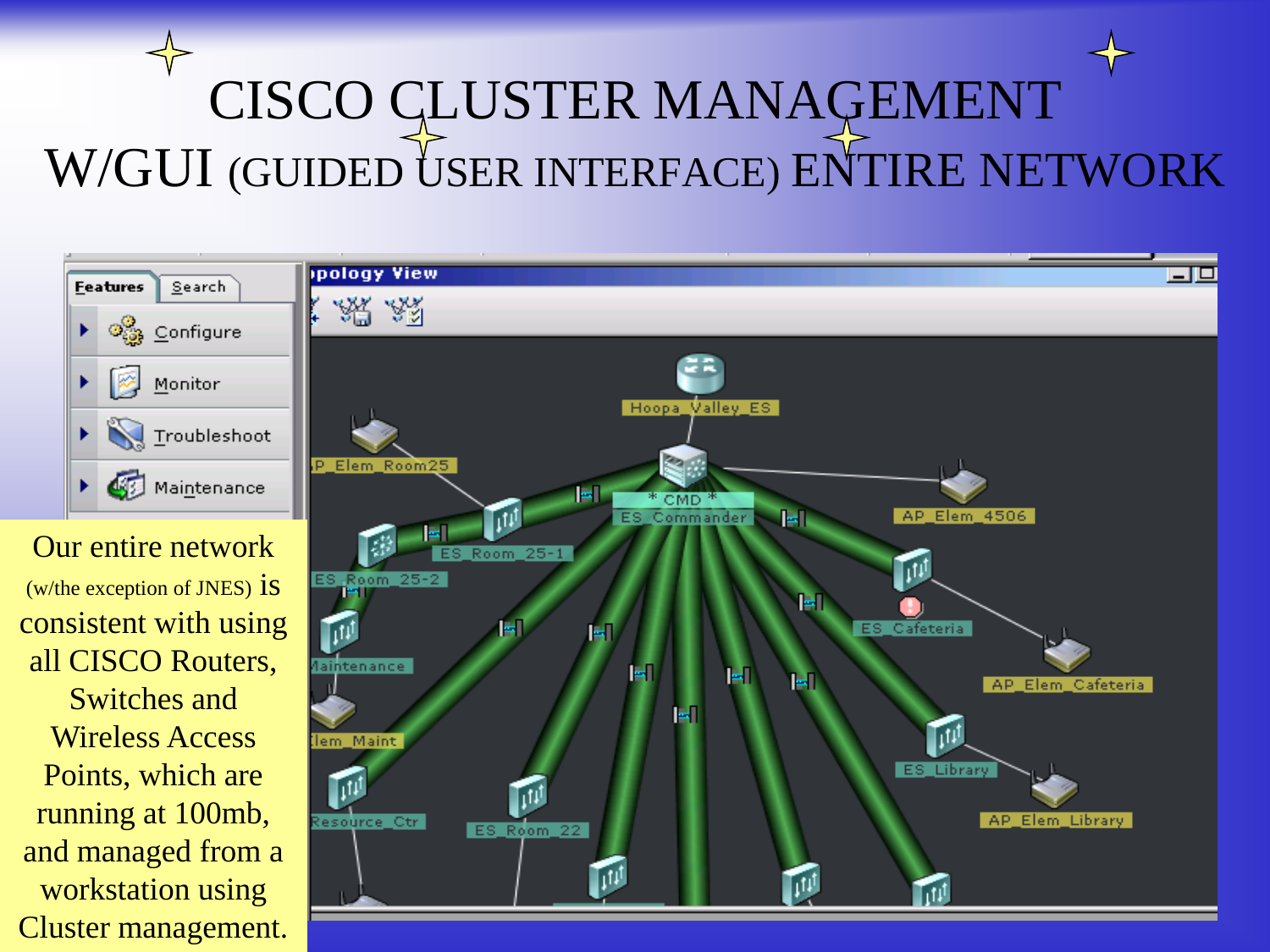# CISCO CLUSTER MANAGEMENT W/GUI (GUIDED USER INTERFACE) ENTIRE NETWORK

Our entire network (w/the exception of JNES) is consistent with using all CISCO Routers, Switches and Wireless Access Points, which are running at 100mb, and managed from a workstation using Cluster management.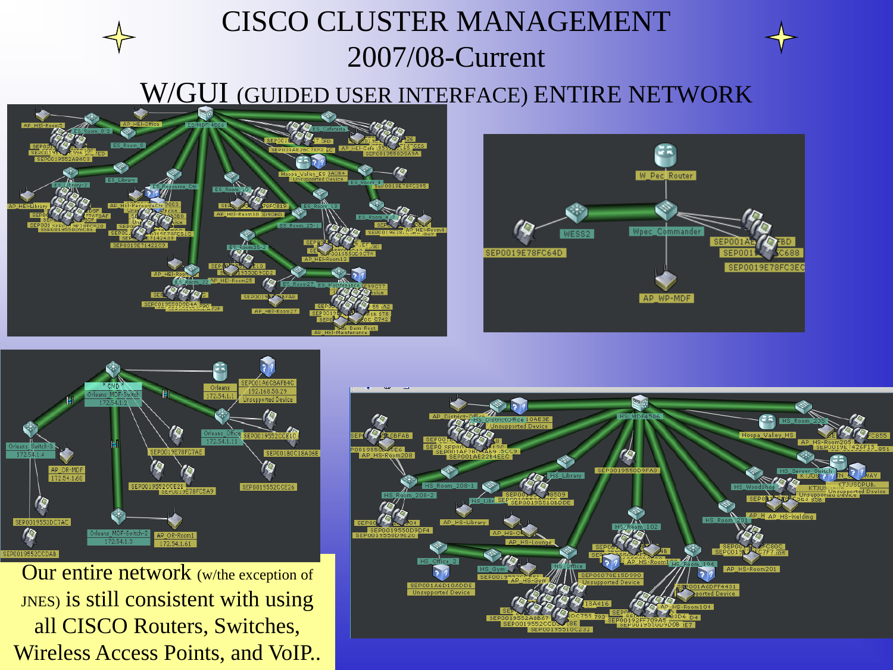# CISCO CLUSTER MANAGEMENT 2007/08-Current

# W/GUI (GUIDED USER INTERFACE) ENTIRE NETWORK

Our entire network (w/the exception of JNES) is still consistent with using all CISCO Routers, Switches, Wireless Access Points, and VoIP..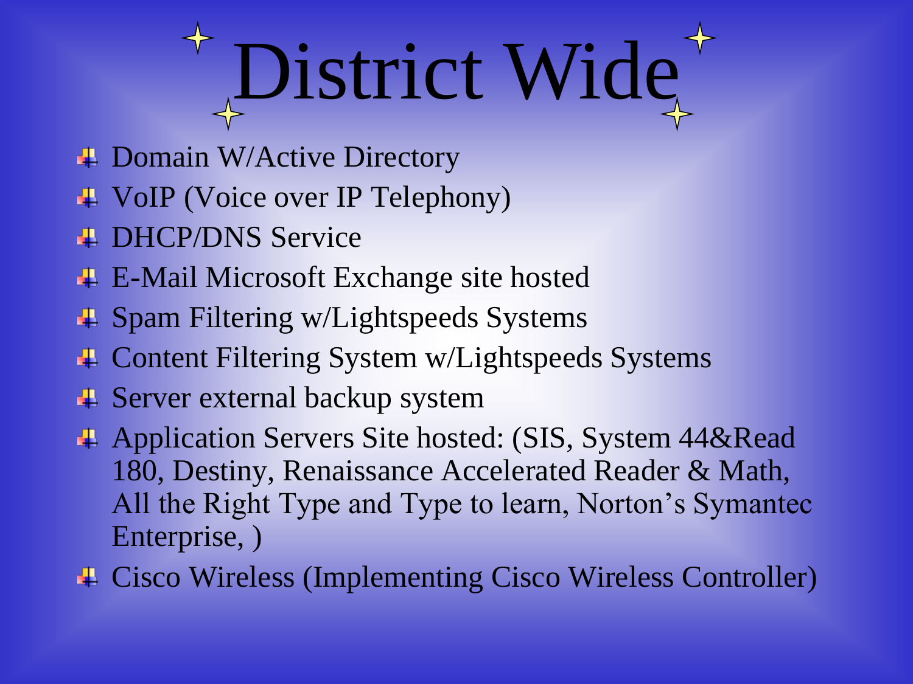# District Wide

- Domain W/Active Directory
- VoIP (Voice over IP Telephony)
- DHCP/DNS Service
- E-Mail Microsoft Exchange site hosted
- Spam Filtering w/Lightspeeds Systems
- Content Filtering System w/Lightspeeds Systems
- Server external backup system
- Application Servers Site hosted: (SIS, System 44&Read 180, Destiny, Renaissance Accelerated Reader & Math, All the Right Type and Type to learn, Norton's Symantec Enterprise, )
- Cisco Wireless (Implementing Cisco Wireless Controller)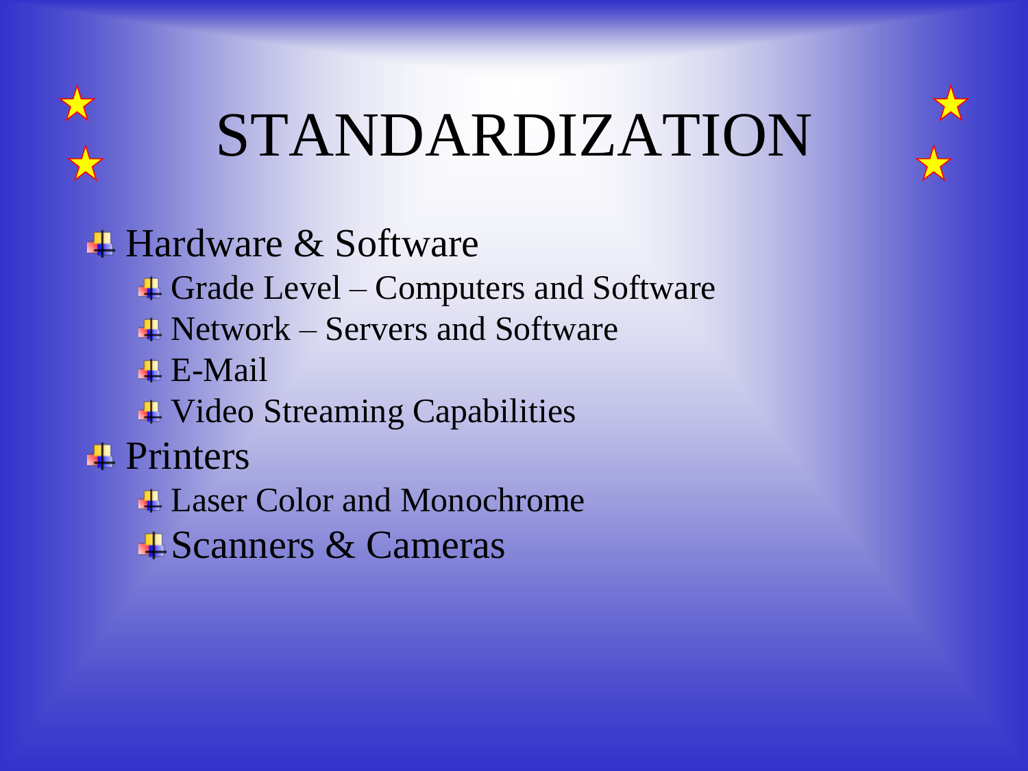# STANDARDIZATION

- Hardware & Software
  - Grade Level – Computers and Software
  - Network – Servers and Software
  - E-Mail
  - Video Streaming Capabilities
- Printers
  - Laser Color and Monochrome
  - Scanners & Cameras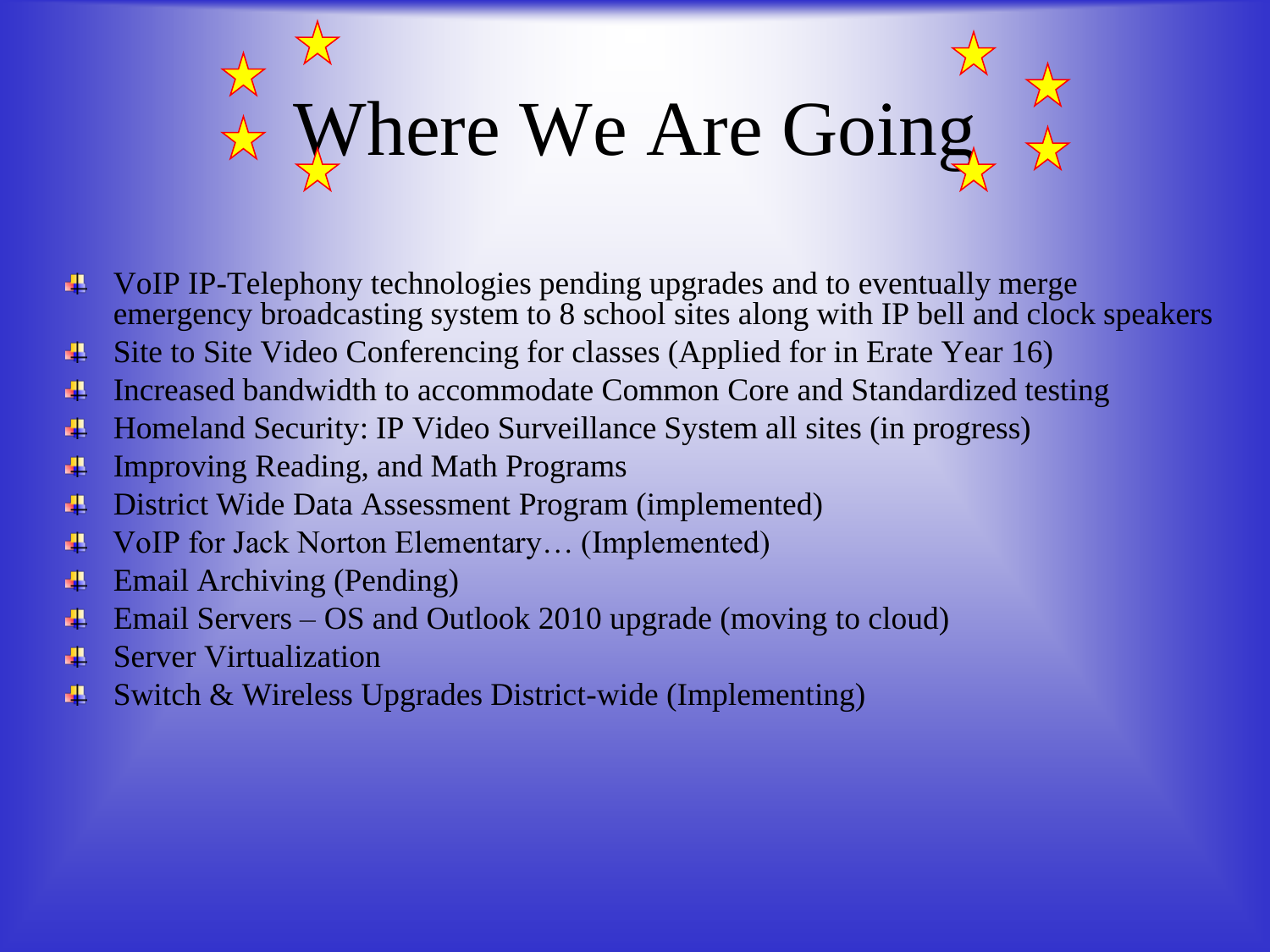# Where We Are Going

- VoIP IP-Telephony technologies pending upgrades and to eventually merge emergency broadcasting system to 8 school sites along with IP bell and clock speakers
- Site to Site Video Conferencing for classes (Applied for in Erate Year 16)
- Increased bandwidth to accommodate Common Core and Standardized testing
- Homeland Security: IP Video Surveillance System all sites (in progress)
- Improving Reading, and Math Programs
- District Wide Data Assessment Program (implemented)
- VoIP for Jack Norton Elementary… (Implemented)
- Email Archiving (Pending)
- Email Servers – OS and Outlook 2010 upgrade (moving to cloud)
- Server Virtualization
- Switch & Wireless Upgrades District-wide (Implementing)